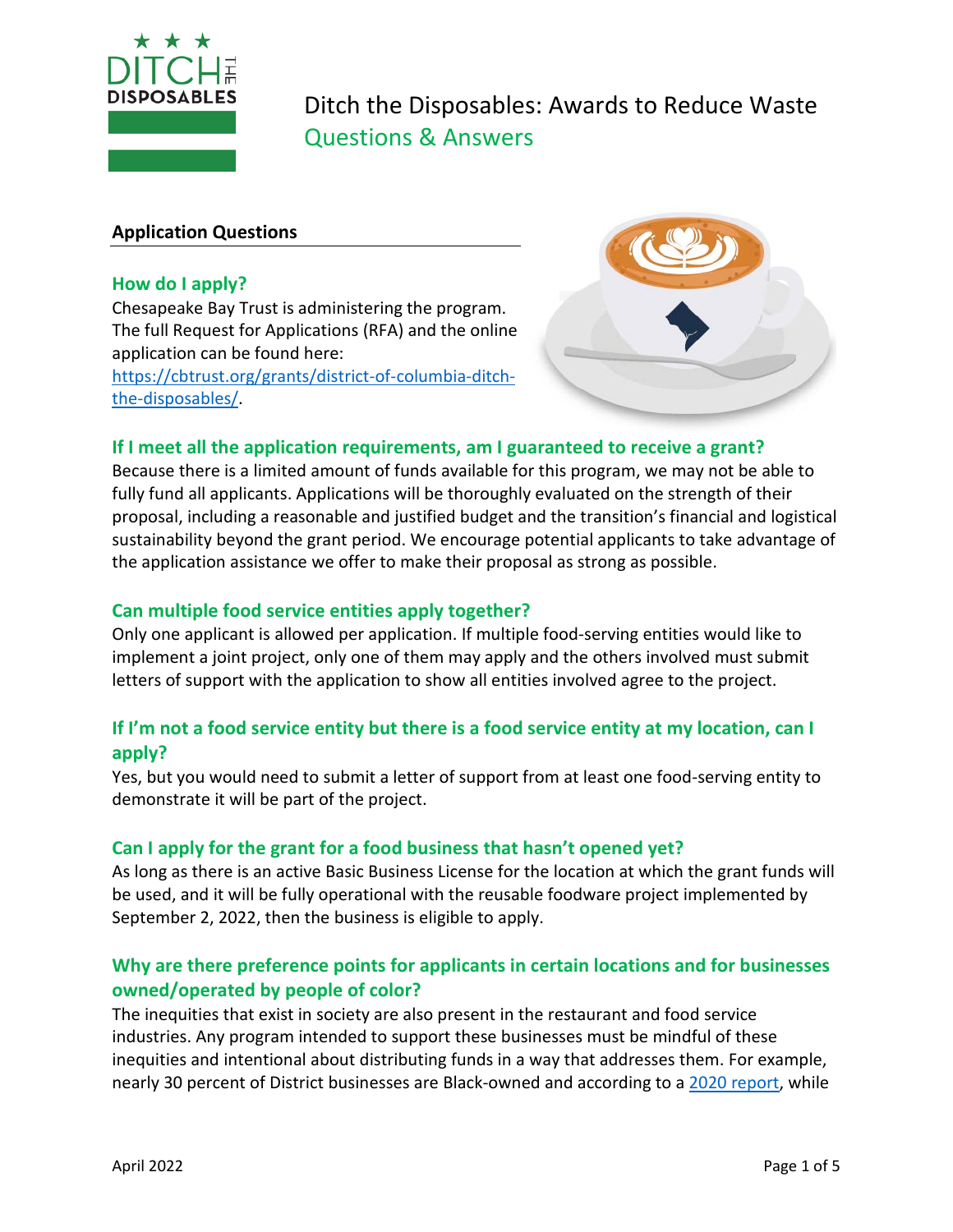# Ditch the Disposables: Awards to Reduce Waste

## Questions & Answers

### Application Questions

#### How do I apply?

Chesapeake Bay Trust is administering the program. The full Request for Applications (RFA) and the online application can be found here: [https://cbtrust.org/grants/district-of-columbia-ditch-the-disposables/](https://cbtrust.org/grants/district-of-columbia-ditch-the-disposables/).

#### If I meet all the application requirements, am I guaranteed to receive a grant?

Because there is a limited amount of funds available for this program, we may not be able to fully fund all applicants. Applications will be thoroughly evaluated on the strength of their proposal, including a reasonable and justified budget and the transition's financial and logistical sustainability beyond the grant period. We encourage potential applicants to take advantage of the application assistance we offer to make their proposal as strong as possible.

#### Can multiple food service entities apply together?

Only one applicant is allowed per application. If multiple food-serving entities would like to implement a joint project, only one of them may apply and the others involved must submit letters of support with the application to show all entities involved agree to the project.

#### If I'm not a food service entity but there is a food service entity at my location, can I apply?

Yes, but you would need to submit a letter of support from at least one food-serving entity to demonstrate it will be part of the project.

#### Can I apply for the grant for a food business that hasn't opened yet?

As long as there is an active Basic Business License for the location at which the grant funds will be used, and it will be fully operational with the reusable foodware project implemented by September 2, 2022, then the business is eligible to apply.

#### Why are there preference points for applicants in certain locations and for businesses owned/operated by people of color?

The inequities that exist in society are also present in the restaurant and food service industries. Any program intended to support these businesses must be mindful of these inequities and intentional about distributing funds in a way that addresses them. For example, nearly 30 percent of District businesses are Black-owned and according to a [2020 report](), while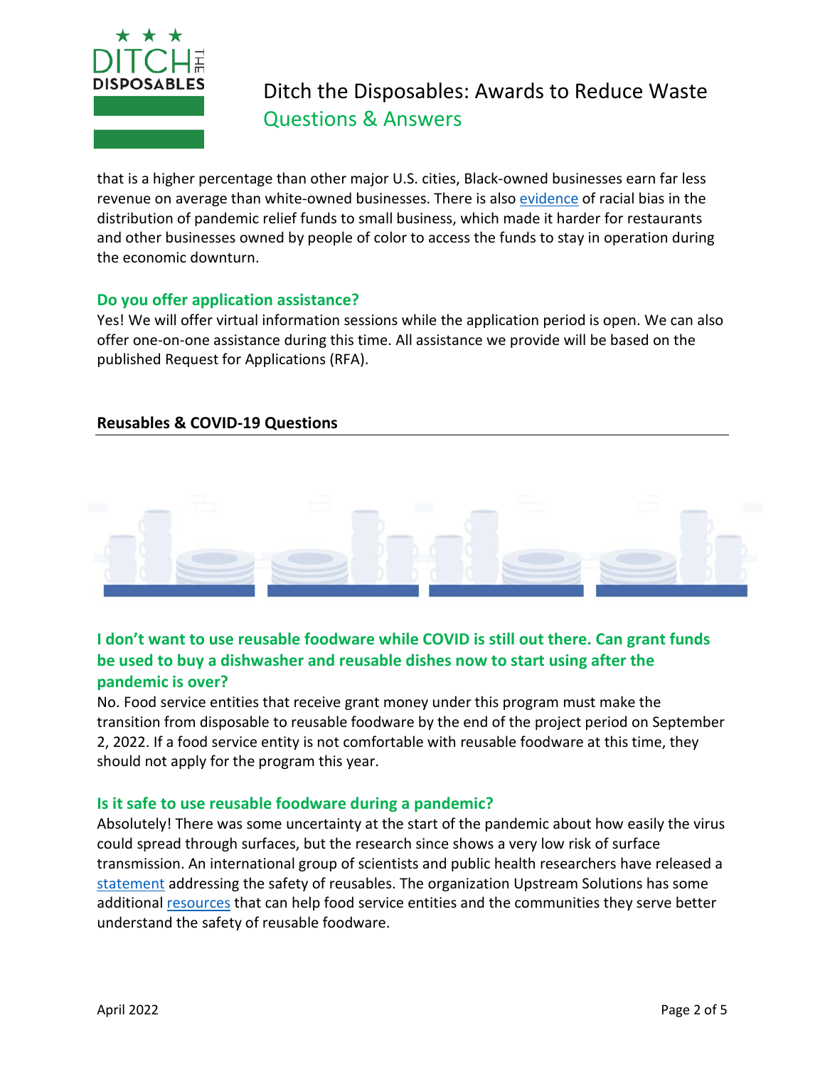that is a higher percentage than other major U.S. cities, Black-owned businesses earn far less revenue on average than white-owned businesses. There is also evidence of racial bias in the distribution of pandemic relief funds to small business, which made it harder for restaurants and other businesses owned by people of color to access the funds to stay in operation during the economic downturn.

### Do you offer application assistance?

Yes! We will offer virtual information sessions while the application period is open. We can also offer one-on-one assistance during this time. All assistance we provide will be based on the published Request for Applications (RFA).

## Reusables & COVID-19 Questions

### I don't want to use reusable foodware while COVID is still out there. Can grant funds be used to buy a dishwasher and reusable dishes now to start using after the pandemic is over?

No. Food service entities that receive grant money under this program must make the transition from disposable to reusable foodware by the end of the project period on September 2, 2022. If a food service entity is not comfortable with reusable foodware at this time, they should not apply for the program this year.

### Is it safe to use reusable foodware during a pandemic?

Absolutely! There was some uncertainty at the start of the pandemic about how easily the virus could spread through surfaces, but the research since shows a very low risk of surface transmission. An international group of scientists and public health researchers have released a statement addressing the safety of reusables. The organization Upstream Solutions has some additional resources that can help food service entities and the communities they serve better understand the safety of reusable foodware.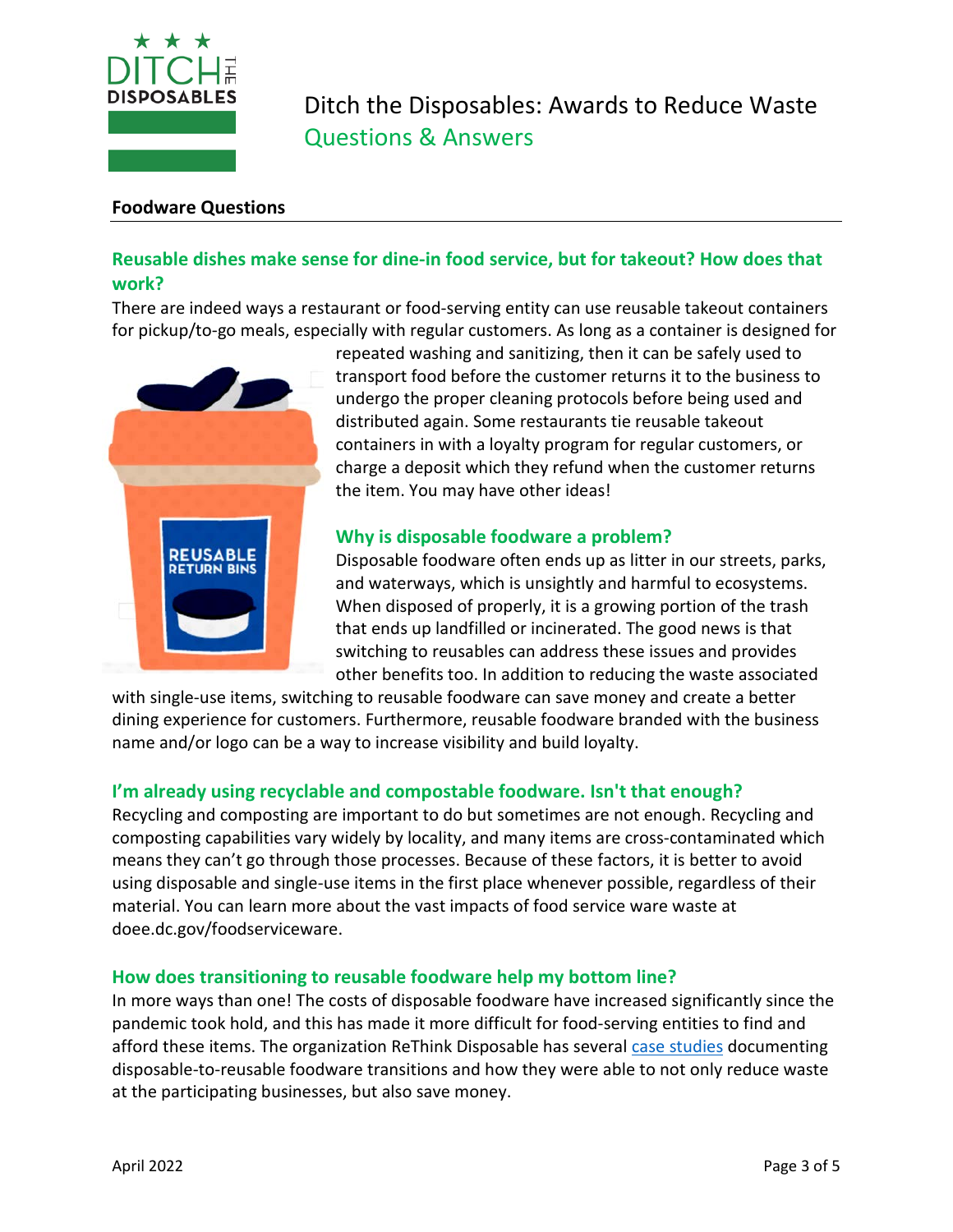# Ditch the Disposables: Awards to Reduce Waste

## Questions & Answers

### Foodware Questions

**Reusable dishes make sense for dine-in food service, but for takeout? How does that work?**

There are indeed ways a restaurant or food-serving entity can use reusable takeout containers for pickup/to-go meals, especially with regular customers. As long as a container is designed for repeated washing and sanitizing, then it can be safely used to transport food before the customer returns it to the business to undergo the proper cleaning protocols before being used and distributed again. Some restaurants tie reusable takeout containers in with a loyalty program for regular customers, or charge a deposit which they refund when the customer returns the item. You may have other ideas!

**Why is disposable foodware a problem?**

Disposable foodware often ends up as litter in our streets, parks, and waterways, which is unsightly and harmful to ecosystems. When disposed of properly, it is a growing portion of the trash that ends up landfilled or incinerated. The good news is that switching to reusables can address these issues and provides other benefits too. In addition to reducing the waste associated with single-use items, switching to reusable foodware can save money and create a better dining experience for customers. Furthermore, reusable foodware branded with the business name and/or logo can be a way to increase visibility and build loyalty.

**I'm already using recyclable and compostable foodware. Isn't that enough?**

Recycling and composting are important to do but sometimes are not enough. Recycling and composting capabilities vary widely by locality, and many items are cross-contaminated which means they can't go through those processes. Because of these factors, it is better to avoid using disposable and single-use items in the first place whenever possible, regardless of their material. You can learn more about the vast impacts of food service ware waste at doee.dc.gov/foodserviceware.

**How does transitioning to reusable foodware help my bottom line?**

In more ways than one! The costs of disposable foodware have increased significantly since the pandemic took hold, and this has made it more difficult for food-serving entities to find and afford these items. The organization ReThink Disposable has several case studies documenting disposable-to-reusable foodware transitions and how they were able to not only reduce waste at the participating businesses, but also save money.

April 2022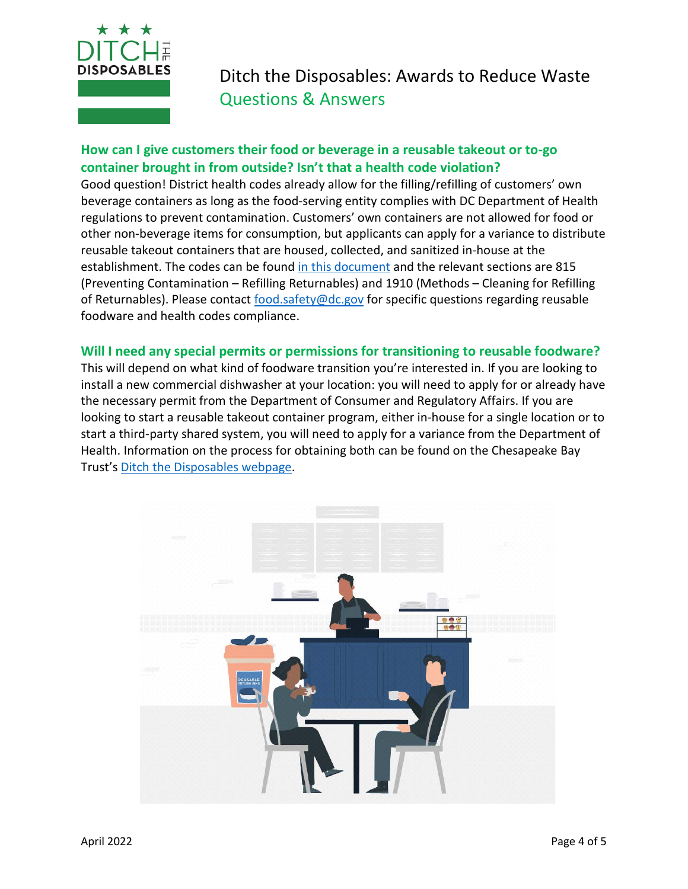# Ditch the Disposables: Awards to Reduce Waste

## Questions & Answers

### How can I give customers their food or beverage in a reusable takeout or to-go container brought in from outside? Isn't that a health code violation?

Good question! District health codes already allow for the filling/refilling of customers' own beverage containers as long as the food-serving entity complies with DC Department of Health regulations to prevent contamination. Customers' own containers are not allowed for food or other non-beverage items for consumption, but applicants can apply for a variance to distribute reusable takeout containers that are housed, collected, and sanitized in-house at the establishment. The codes can be found in this document and the relevant sections are 815 (Preventing Contamination – Refilling Returnables) and 1910 (Methods – Cleaning for Refilling of Returnables). Please contact food.safety@dc.gov for specific questions regarding reusable foodware and health codes compliance.

### Will I need any special permits or permissions for transitioning to reusable foodware?

This will depend on what kind of foodware transition you're interested in. If you are looking to install a new commercial dishwasher at your location: you will need to apply for or already have the necessary permit from the Department of Consumer and Regulatory Affairs. If you are looking to start a reusable takeout container program, either in-house for a single location or to start a third-party shared system, you will need to apply for a variance from the Department of Health. Information on the process for obtaining both can be found on the Chesapeake Bay Trust's Ditch the Disposables webpage.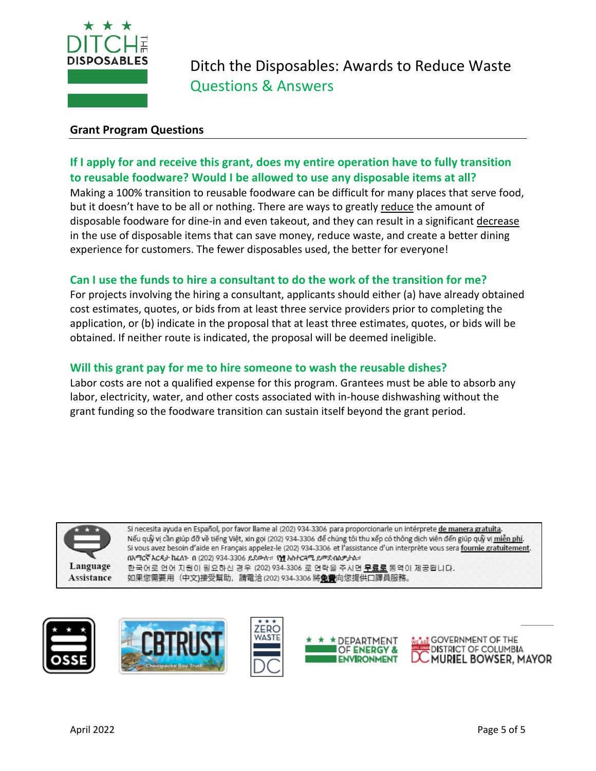# Ditch the Disposables: Awards to Reduce Waste

## Questions & Answers

### Grant Program Questions

**If I apply for and receive this grant, does my entire operation have to fully transition to reusable foodware? Would I be allowed to use any disposable items at all?**

Making a 100% transition to reusable foodware can be difficult for many places that serve food, but it doesn't have to be all or nothing. There are ways to greatly reduce the amount of disposable foodware for dine-in and even takeout, and they can result in a significant decrease in the use of disposable items that can save money, reduce waste, and create a better dining experience for customers. The fewer disposables used, the better for everyone!

**Can I use the funds to hire a consultant to do the work of the transition for me?**

For projects involving the hiring a consultant, applicants should either (a) have already obtained cost estimates, quotes, or bids from at least three service providers prior to completing the application, or (b) indicate in the proposal that at least three estimates, quotes, or bids will be obtained. If neither route is indicated, the proposal will be deemed ineligible.

**Will this grant pay for me to hire someone to wash the reusable dishes?**

Labor costs are not a qualified expense for this program. Grantees must be able to absorb any labor, electricity, water, and other costs associated with in-house dishwashing without the grant funding so the foodware transition can sustain itself beyond the grant period.

**Language Assistance**

Si necesita ayuda en Español, por favor llame al (202) 934-3306 para proporcionarle un intérprete **de manera gratuita**.
Nếu quý vị cần giúp đỡ về tiếng Việt, xin gọi (202) 934-3306 để chúng tôi thu xếp có thông dịch viên đến giúp quý vị **miễn phí**.
Si vous avez besoin d'aide en Français appelez-le (202) 934-3306 et l'assistance d'un interprète vous sera **fournie gratuitement**.
በአማርኛ እርዳታ ከፈለጉ በ (202) 934-3306 ይደውሉ። **የነ** አስተርጓሚ ይመደብልዎታል።
한국어로 언어 지원이 필요하신 경우 (202) 934-3306 로 연락을 주시면 **무료로** 통역이 제공됩니다.
如果您需要用（中文)接受幫助，請電洽 (202) 934-3306 將**免費**向您提供口譯員服務。

OSSE | CBTRUST Chesapeake Bay Trust | ZERO WASTE DC | DEPARTMENT OF ENERGY & ENVIRONMENT | GOVERNMENT OF THE DISTRICT OF COLUMBIA DC MURIEL BOWSER, MAYOR

April 2022